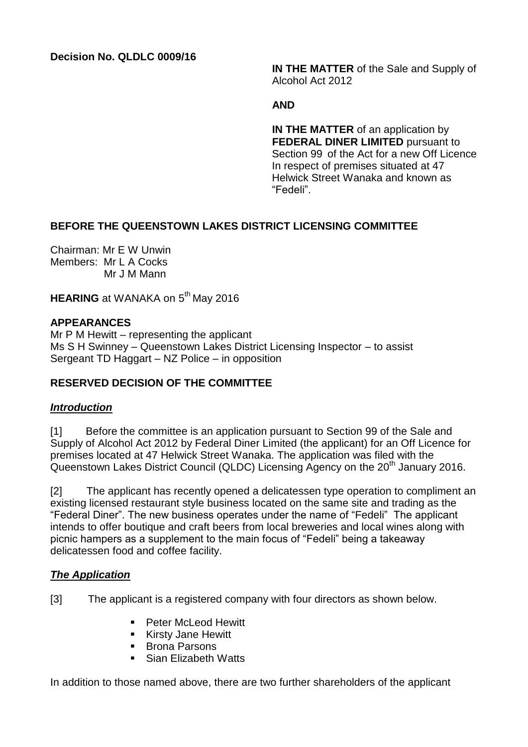**Decision No. QLDLC 0009/16**

**IN THE MATTER** of the Sale and Supply of Alcohol Act 2012

**AND**

**IN THE MATTER** of an application by **FEDERAL DINER LIMITED** pursuant to Section 99 of the Act for a new Off Licence In respect of premises situated at 47 Helwick Street Wanaka and known as "Fedeli".

**BEFORE THE QUEENSTOWN LAKES DISTRICT LICENSING COMMITTEE**

Chairman: Mr E W Unwin
Members: Mr L A Cocks
Mr J M Mann

**HEARING** at WANAKA on 5th May 2016

**APPEARANCES**
Mr P M Hewitt – representing the applicant
Ms S H Swinney – Queenstown Lakes District Licensing Inspector – to assist
Sergeant TD Haggart – NZ Police – in opposition

**RESERVED DECISION OF THE COMMITTEE**

***Introduction***

[1] Before the committee is an application pursuant to Section 99 of the Sale and Supply of Alcohol Act 2012 by Federal Diner Limited (the applicant) for an Off Licence for premises located at 47 Helwick Street Wanaka. The application was filed with the Queenstown Lakes District Council (QLDC) Licensing Agency on the 20th January 2016.

[2] The applicant has recently opened a delicatessen type operation to compliment an existing licensed restaurant style business located on the same site and trading as the "Federal Diner". The new business operates under the name of "Fedeli" The applicant intends to offer boutique and craft beers from local breweries and local wines along with picnic hampers as a supplement to the main focus of "Fedeli" being a takeaway delicatessen food and coffee facility.

***The Application***

[3] The applicant is a registered company with four directors as shown below.

- Peter McLeod Hewitt
- Kirsty Jane Hewitt
- Brona Parsons
- Sian Elizabeth Watts

In addition to those named above, there are two further shareholders of the applicant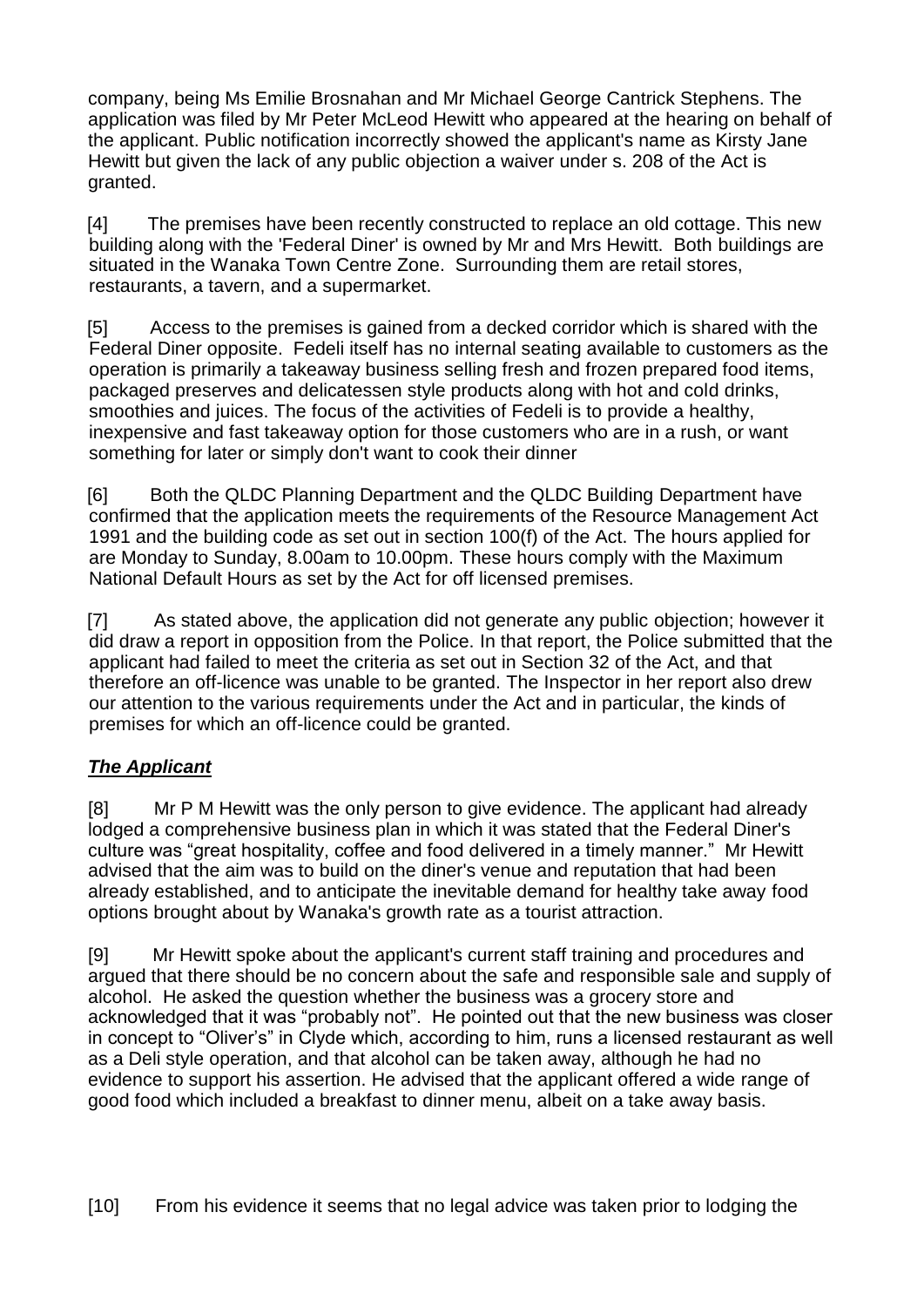company, being Ms Emilie Brosnahan and Mr Michael George Cantrick Stephens. The application was filed by Mr Peter McLeod Hewitt who appeared at the hearing on behalf of the applicant. Public notification incorrectly showed the applicant's name as Kirsty Jane Hewitt but given the lack of any public objection a waiver under s. 208 of the Act is granted.

[4] The premises have been recently constructed to replace an old cottage. This new building along with the 'Federal Diner' is owned by Mr and Mrs Hewitt. Both buildings are situated in the Wanaka Town Centre Zone. Surrounding them are retail stores, restaurants, a tavern, and a supermarket.

[5] Access to the premises is gained from a decked corridor which is shared with the Federal Diner opposite. Fedeli itself has no internal seating available to customers as the operation is primarily a takeaway business selling fresh and frozen prepared food items, packaged preserves and delicatessen style products along with hot and cold drinks, smoothies and juices. The focus of the activities of Fedeli is to provide a healthy, inexpensive and fast takeaway option for those customers who are in a rush, or want something for later or simply don't want to cook their dinner

[6] Both the QLDC Planning Department and the QLDC Building Department have confirmed that the application meets the requirements of the Resource Management Act 1991 and the building code as set out in section 100(f) of the Act. The hours applied for are Monday to Sunday, 8.00am to 10.00pm. These hours comply with the Maximum National Default Hours as set by the Act for off licensed premises.

[7] As stated above, the application did not generate any public objection; however it did draw a report in opposition from the Police. In that report, the Police submitted that the applicant had failed to meet the criteria as set out in Section 32 of the Act, and that therefore an off-licence was unable to be granted. The Inspector in her report also drew our attention to the various requirements under the Act and in particular, the kinds of premises for which an off-licence could be granted.

## ***The Applicant***

[8] Mr P M Hewitt was the only person to give evidence. The applicant had already lodged a comprehensive business plan in which it was stated that the Federal Diner's culture was "great hospitality, coffee and food delivered in a timely manner." Mr Hewitt advised that the aim was to build on the diner's venue and reputation that had been already established, and to anticipate the inevitable demand for healthy take away food options brought about by Wanaka's growth rate as a tourist attraction.

[9] Mr Hewitt spoke about the applicant's current staff training and procedures and argued that there should be no concern about the safe and responsible sale and supply of alcohol. He asked the question whether the business was a grocery store and acknowledged that it was "probably not". He pointed out that the new business was closer in concept to "Oliver's" in Clyde which, according to him, runs a licensed restaurant as well as a Deli style operation, and that alcohol can be taken away, although he had no evidence to support his assertion. He advised that the applicant offered a wide range of good food which included a breakfast to dinner menu, albeit on a take away basis.

[10] From his evidence it seems that no legal advice was taken prior to lodging the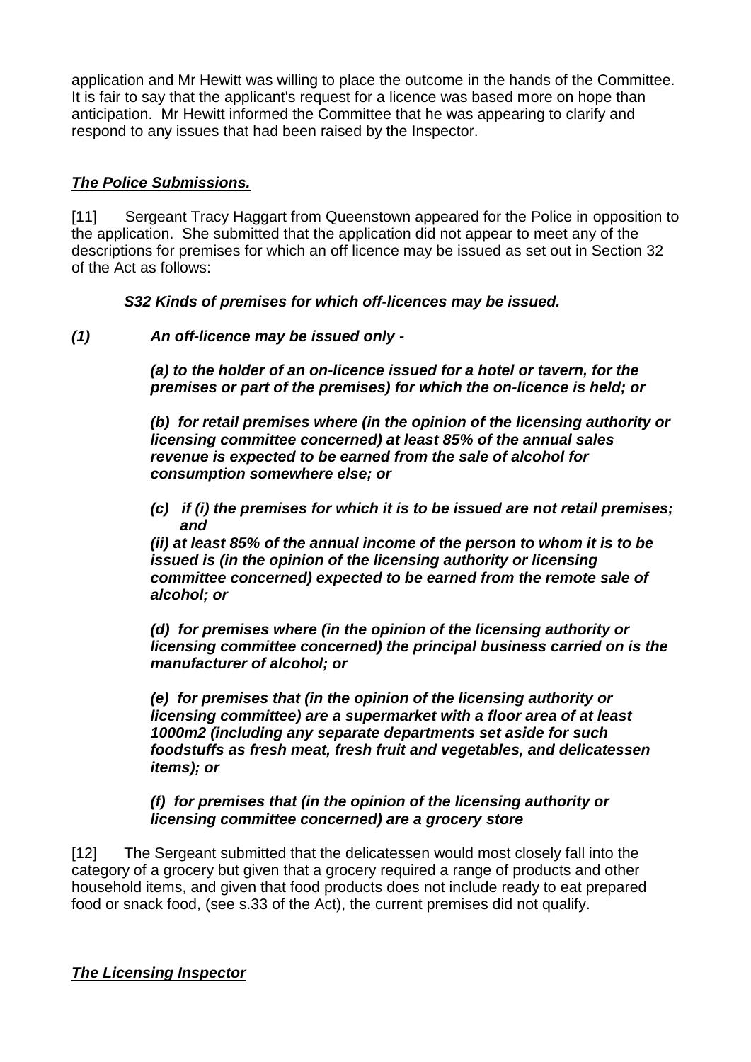application and Mr Hewitt was willing to place the outcome in the hands of the Committee. It is fair to say that the applicant's request for a licence was based more on hope than anticipation. Mr Hewitt informed the Committee that he was appearing to clarify and respond to any issues that had been raised by the Inspector.

## ***The Police Submissions.***

[11] Sergeant Tracy Haggart from Queenstown appeared for the Police in opposition to the application. She submitted that the application did not appear to meet any of the descriptions for premises for which an off licence may be issued as set out in Section 32 of the Act as follows:

> ***S32 Kinds of premises for which off-licences may be issued.***
>
> ***(1) An off-licence may be issued only -***
>
> ***(a) to the holder of an on-licence issued for a hotel or tavern, for the premises or part of the premises) for which the on-licence is held; or***
>
> ***(b) for retail premises where (in the opinion of the licensing authority or licensing committee concerned) at least 85% of the annual sales revenue is expected to be earned from the sale of alcohol for consumption somewhere else; or***
>
> ***(c) if (i) the premises for which it is to be issued are not retail premises; and***
>
> ***(ii) at least 85% of the annual income of the person to whom it is to be issued is (in the opinion of the licensing authority or licensing committee concerned) expected to be earned from the remote sale of alcohol; or***
>
> ***(d) for premises where (in the opinion of the licensing authority or licensing committee concerned) the principal business carried on is the manufacturer of alcohol; or***
>
> ***(e) for premises that (in the opinion of the licensing authority or licensing committee) are a supermarket with a floor area of at least 1000m2 (including any separate departments set aside for such foodstuffs as fresh meat, fresh fruit and vegetables, and delicatessen items); or***
>
> ***(f) for premises that (in the opinion of the licensing authority or licensing committee concerned) are a grocery store***

[12] The Sergeant submitted that the delicatessen would most closely fall into the category of a grocery but given that a grocery required a range of products and other household items, and given that food products does not include ready to eat prepared food or snack food, (see s.33 of the Act), the current premises did not qualify.

## ***The Licensing Inspector***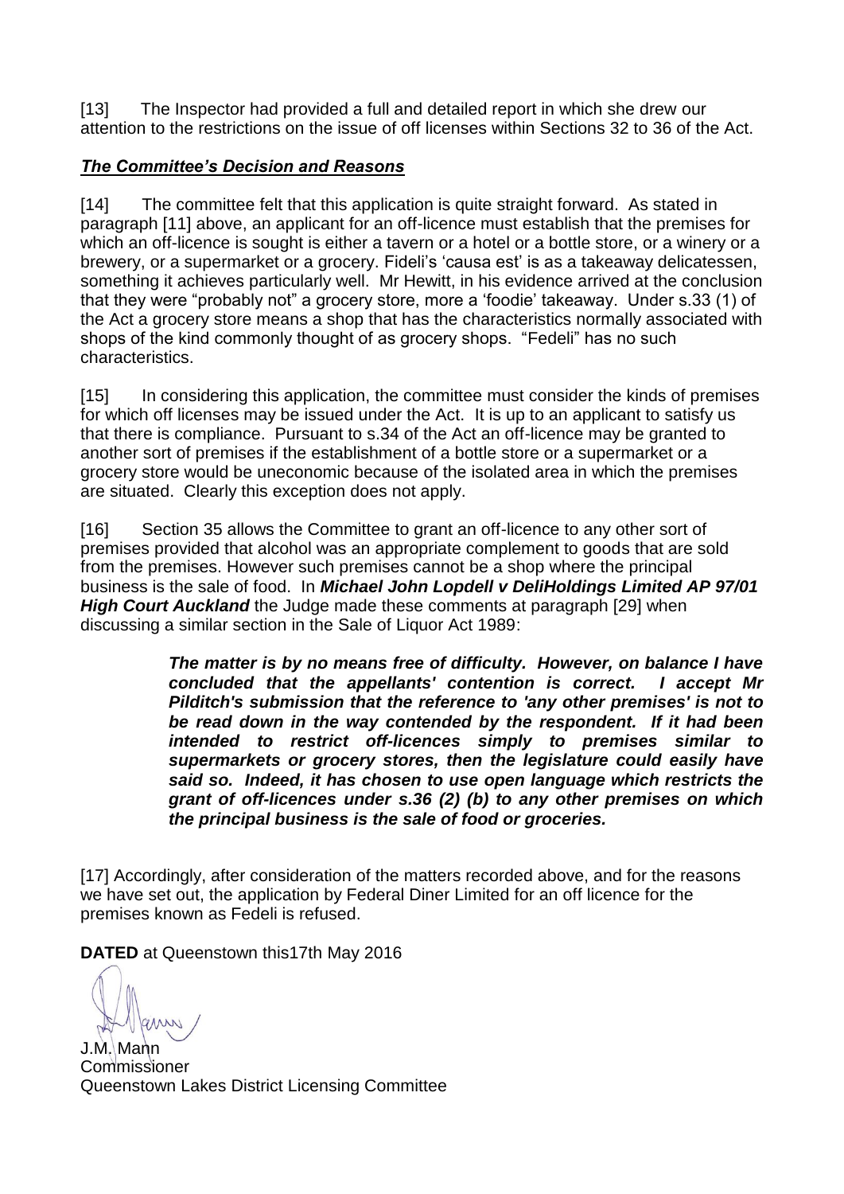[13] The Inspector had provided a full and detailed report in which she drew our attention to the restrictions on the issue of off licenses within Sections 32 to 36 of the Act.

## ***The Committee's Decision and Reasons***

[14] The committee felt that this application is quite straight forward. As stated in paragraph [11] above, an applicant for an off-licence must establish that the premises for which an off-licence is sought is either a tavern or a hotel or a bottle store, or a winery or a brewery, or a supermarket or a grocery. Fideli's 'causa est' is as a takeaway delicatessen, something it achieves particularly well. Mr Hewitt, in his evidence arrived at the conclusion that they were "probably not" a grocery store, more a 'foodie' takeaway. Under s.33 (1) of the Act a grocery store means a shop that has the characteristics normally associated with shops of the kind commonly thought of as grocery shops. "Fedeli" has no such characteristics.

[15] In considering this application, the committee must consider the kinds of premises for which off licenses may be issued under the Act. It is up to an applicant to satisfy us that there is compliance. Pursuant to s.34 of the Act an off-licence may be granted to another sort of premises if the establishment of a bottle store or a supermarket or a grocery store would be uneconomic because of the isolated area in which the premises are situated. Clearly this exception does not apply.

[16] Section 35 allows the Committee to grant an off-licence to any other sort of premises provided that alcohol was an appropriate complement to goods that are sold from the premises. However such premises cannot be a shop where the principal business is the sale of food. In ***Michael John Lopdell v DeliHoldings Limited AP 97/01 High Court Auckland*** the Judge made these comments at paragraph [29] when discussing a similar section in the Sale of Liquor Act 1989:

> ***The matter is by no means free of difficulty. However, on balance I have concluded that the appellants' contention is correct. I accept Mr Pilditch's submission that the reference to 'any other premises' is not to be read down in the way contended by the respondent. If it had been intended to restrict off-licences simply to premises similar to supermarkets or grocery stores, then the legislature could easily have said so. Indeed, it has chosen to use open language which restricts the grant of off-licences under s.36 (2) (b) to any other premises on which the principal business is the sale of food or groceries.***

[17] Accordingly, after consideration of the matters recorded above, and for the reasons we have set out, the application by Federal Diner Limited for an off licence for the premises known as Fedeli is refused.

**DATED** at Queenstown this17th May 2016

J.M. Mann
Commissioner
Queenstown Lakes District Licensing Committee